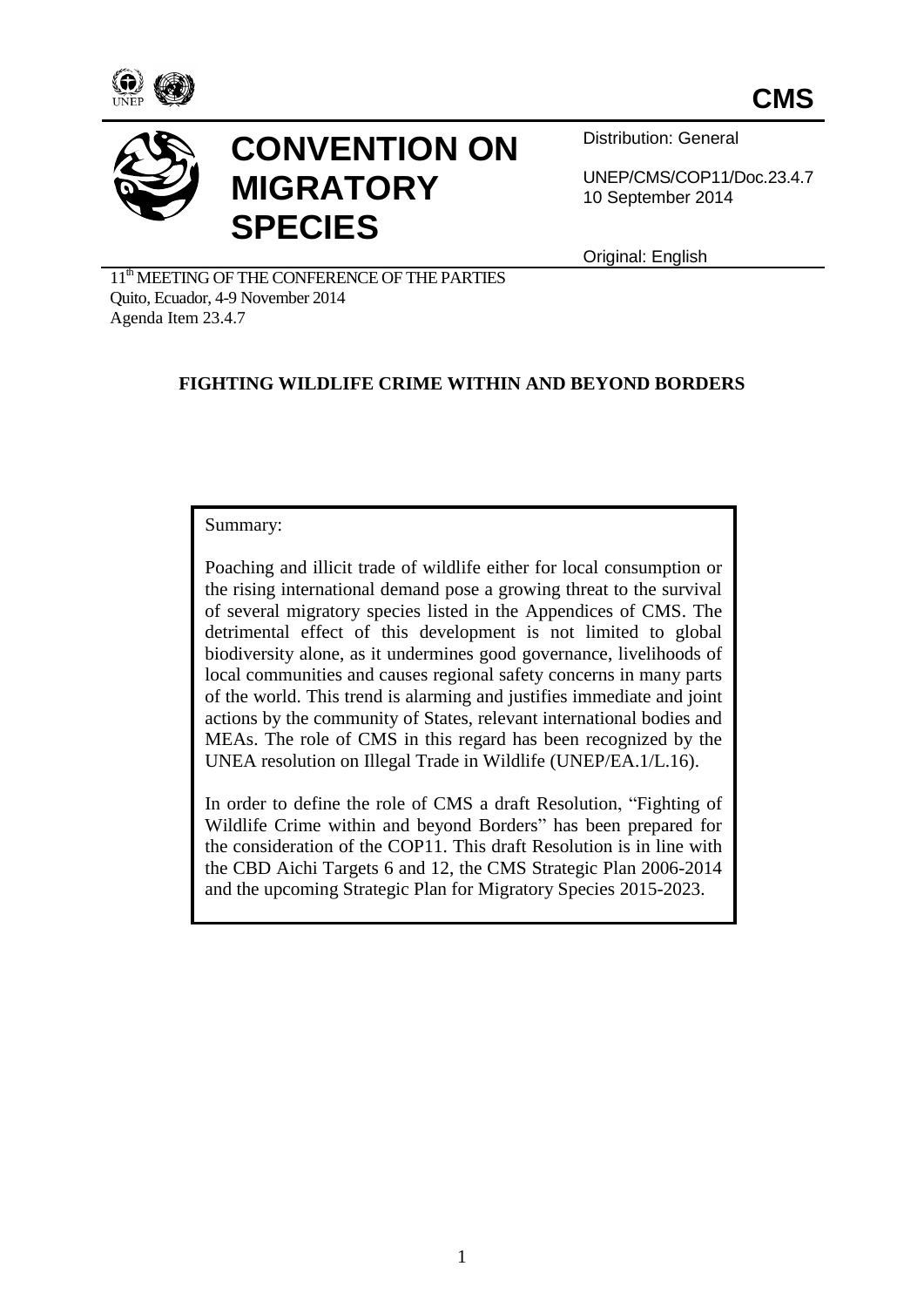**CMS**

# CONVENTION ON MIGRATORY SPECIES

Distribution: General

UNEP/CMS/COP11/Doc.23.4.7
10 September 2014

Original: English

11th MEETING OF THE CONFERENCE OF THE PARTIES
Quito, Ecuador, 4-9 November 2014
Agenda Item 23.4.7

## FIGHTING WILDLIFE CRIME WITHIN AND BEYOND BORDERS

Summary:

Poaching and illicit trade of wildlife either for local consumption or the rising international demand pose a growing threat to the survival of several migratory species listed in the Appendices of CMS. The detrimental effect of this development is not limited to global biodiversity alone, as it undermines good governance, livelihoods of local communities and causes regional safety concerns in many parts of the world. This trend is alarming and justifies immediate and joint actions by the community of States, relevant international bodies and MEAs. The role of CMS in this regard has been recognized by the UNEA resolution on Illegal Trade in Wildlife (UNEP/EA.1/L.16).

In order to define the role of CMS a draft Resolution, "Fighting of Wildlife Crime within and beyond Borders" has been prepared for the consideration of the COP11. This draft Resolution is in line with the CBD Aichi Targets 6 and 12, the CMS Strategic Plan 2006-2014 and the upcoming Strategic Plan for Migratory Species 2015-2023.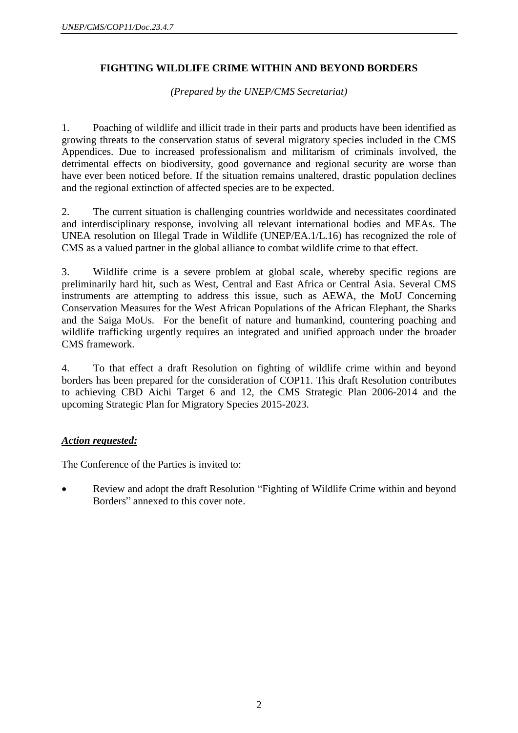## FIGHTING WILDLIFE CRIME WITHIN AND BEYOND BORDERS

*(Prepared by the UNEP/CMS Secretariat)*

1. Poaching of wildlife and illicit trade in their parts and products have been identified as growing threats to the conservation status of several migratory species included in the CMS Appendices. Due to increased professionalism and militarism of criminals involved, the detrimental effects on biodiversity, good governance and regional security are worse than have ever been noticed before. If the situation remains unaltered, drastic population declines and the regional extinction of affected species are to be expected.

2. The current situation is challenging countries worldwide and necessitates coordinated and interdisciplinary response, involving all relevant international bodies and MEAs. The UNEA resolution on Illegal Trade in Wildlife (UNEP/EA.1/L.16) has recognized the role of CMS as a valued partner in the global alliance to combat wildlife crime to that effect.

3. Wildlife crime is a severe problem at global scale, whereby specific regions are preliminarily hard hit, such as West, Central and East Africa or Central Asia. Several CMS instruments are attempting to address this issue, such as AEWA, the MoU Concerning Conservation Measures for the West African Populations of the African Elephant, the Sharks and the Saiga MoUs. For the benefit of nature and humankind, countering poaching and wildlife trafficking urgently requires an integrated and unified approach under the broader CMS framework.

4. To that effect a draft Resolution on fighting of wildlife crime within and beyond borders has been prepared for the consideration of COP11. This draft Resolution contributes to achieving CBD Aichi Target 6 and 12, the CMS Strategic Plan 2006-2014 and the upcoming Strategic Plan for Migratory Species 2015-2023.

***Action requested:***

The Conference of the Parties is invited to:

- Review and adopt the draft Resolution "Fighting of Wildlife Crime within and beyond Borders" annexed to this cover note.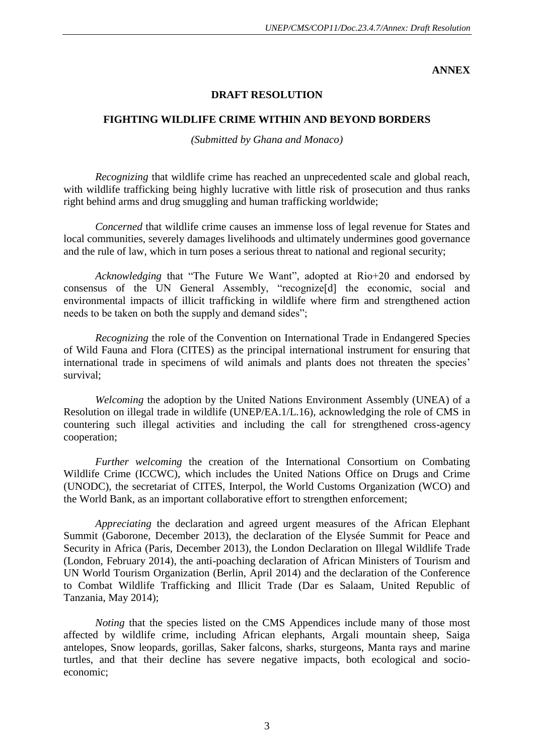**ANNEX**

## DRAFT RESOLUTION

## FIGHTING WILDLIFE CRIME WITHIN AND BEYOND BORDERS

*(Submitted by Ghana and Monaco)*

*Recognizing* that wildlife crime has reached an unprecedented scale and global reach, with wildlife trafficking being highly lucrative with little risk of prosecution and thus ranks right behind arms and drug smuggling and human trafficking worldwide;

*Concerned* that wildlife crime causes an immense loss of legal revenue for States and local communities, severely damages livelihoods and ultimately undermines good governance and the rule of law, which in turn poses a serious threat to national and regional security;

*Acknowledging* that "The Future We Want", adopted at Rio+20 and endorsed by consensus of the UN General Assembly, "recognize[d] the economic, social and environmental impacts of illicit trafficking in wildlife where firm and strengthened action needs to be taken on both the supply and demand sides";

*Recognizing* the role of the Convention on International Trade in Endangered Species of Wild Fauna and Flora (CITES) as the principal international instrument for ensuring that international trade in specimens of wild animals and plants does not threaten the species' survival;

*Welcoming* the adoption by the United Nations Environment Assembly (UNEA) of a Resolution on illegal trade in wildlife (UNEP/EA.1/L.16), acknowledging the role of CMS in countering such illegal activities and including the call for strengthened cross-agency cooperation;

*Further welcoming* the creation of the International Consortium on Combating Wildlife Crime (ICCWC), which includes the United Nations Office on Drugs and Crime (UNODC), the secretariat of CITES, Interpol, the World Customs Organization (WCO) and the World Bank, as an important collaborative effort to strengthen enforcement;

*Appreciating* the declaration and agreed urgent measures of the African Elephant Summit (Gaborone, December 2013), the declaration of the Elysée Summit for Peace and Security in Africa (Paris, December 2013), the London Declaration on Illegal Wildlife Trade (London, February 2014), the anti-poaching declaration of African Ministers of Tourism and UN World Tourism Organization (Berlin, April 2014) and the declaration of the Conference to Combat Wildlife Trafficking and Illicit Trade (Dar es Salaam, United Republic of Tanzania, May 2014);

*Noting* that the species listed on the CMS Appendices include many of those most affected by wildlife crime, including African elephants, Argali mountain sheep, Saiga antelopes, Snow leopards, gorillas, Saker falcons, sharks, sturgeons, Manta rays and marine turtles, and that their decline has severe negative impacts, both ecological and socio-economic;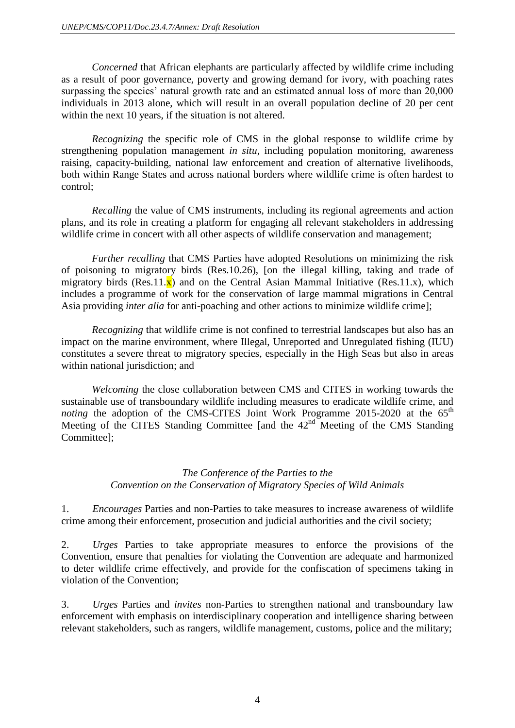*Concerned* that African elephants are particularly affected by wildlife crime including as a result of poor governance, poverty and growing demand for ivory, with poaching rates surpassing the species' natural growth rate and an estimated annual loss of more than 20,000 individuals in 2013 alone, which will result in an overall population decline of 20 per cent within the next 10 years, if the situation is not altered.

*Recognizing* the specific role of CMS in the global response to wildlife crime by strengthening population management *in situ*, including population monitoring, awareness raising, capacity-building, national law enforcement and creation of alternative livelihoods, both within Range States and across national borders where wildlife crime is often hardest to control;

*Recalling* the value of CMS instruments, including its regional agreements and action plans, and its role in creating a platform for engaging all relevant stakeholders in addressing wildlife crime in concert with all other aspects of wildlife conservation and management;

*Further recalling* that CMS Parties have adopted Resolutions on minimizing the risk of poisoning to migratory birds (Res.10.26), [on the illegal killing, taking and trade of migratory birds (Res.11.x) and on the Central Asian Mammal Initiative (Res.11.x), which includes a programme of work for the conservation of large mammal migrations in Central Asia providing *inter alia* for anti-poaching and other actions to minimize wildlife crime];

*Recognizing* that wildlife crime is not confined to terrestrial landscapes but also has an impact on the marine environment, where Illegal, Unreported and Unregulated fishing (IUU) constitutes a severe threat to migratory species, especially in the High Seas but also in areas within national jurisdiction; and

*Welcoming* the close collaboration between CMS and CITES in working towards the sustainable use of transboundary wildlife including measures to eradicate wildlife crime, and *noting* the adoption of the CMS-CITES Joint Work Programme 2015-2020 at the 65th Meeting of the CITES Standing Committee [and the 42nd Meeting of the CMS Standing Committee];

*The Conference of the Parties to the*
*Convention on the Conservation of Migratory Species of Wild Animals*

1. *Encourages* Parties and non-Parties to take measures to increase awareness of wildlife crime among their enforcement, prosecution and judicial authorities and the civil society;

2. *Urges* Parties to take appropriate measures to enforce the provisions of the Convention, ensure that penalties for violating the Convention are adequate and harmonized to deter wildlife crime effectively, and provide for the confiscation of specimens taking in violation of the Convention;

3. *Urges* Parties and *invites* non-Parties to strengthen national and transboundary law enforcement with emphasis on interdisciplinary cooperation and intelligence sharing between relevant stakeholders, such as rangers, wildlife management, customs, police and the military;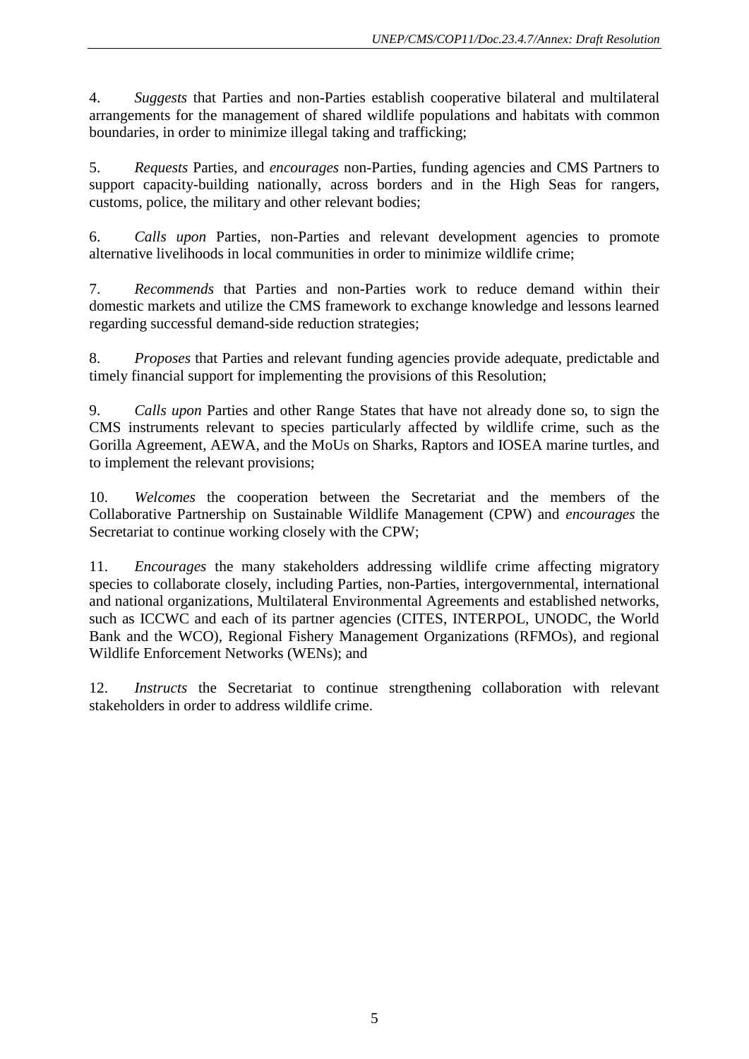4. *Suggests* that Parties and non-Parties establish cooperative bilateral and multilateral arrangements for the management of shared wildlife populations and habitats with common boundaries, in order to minimize illegal taking and trafficking;

5. *Requests* Parties, and *encourages* non-Parties, funding agencies and CMS Partners to support capacity-building nationally, across borders and in the High Seas for rangers, customs, police, the military and other relevant bodies;

6. *Calls upon* Parties, non-Parties and relevant development agencies to promote alternative livelihoods in local communities in order to minimize wildlife crime;

7. *Recommends* that Parties and non-Parties work to reduce demand within their domestic markets and utilize the CMS framework to exchange knowledge and lessons learned regarding successful demand-side reduction strategies;

8. *Proposes* that Parties and relevant funding agencies provide adequate, predictable and timely financial support for implementing the provisions of this Resolution;

9. *Calls upon* Parties and other Range States that have not already done so, to sign the CMS instruments relevant to species particularly affected by wildlife crime, such as the Gorilla Agreement, AEWA, and the MoUs on Sharks, Raptors and IOSEA marine turtles, and to implement the relevant provisions;

10. *Welcomes* the cooperation between the Secretariat and the members of the Collaborative Partnership on Sustainable Wildlife Management (CPW) and *encourages* the Secretariat to continue working closely with the CPW;

11. *Encourages* the many stakeholders addressing wildlife crime affecting migratory species to collaborate closely, including Parties, non-Parties, intergovernmental, international and national organizations, Multilateral Environmental Agreements and established networks, such as ICCWC and each of its partner agencies (CITES, INTERPOL, UNODC, the World Bank and the WCO), Regional Fishery Management Organizations (RFMOs), and regional Wildlife Enforcement Networks (WENs); and

12. *Instructs* the Secretariat to continue strengthening collaboration with relevant stakeholders in order to address wildlife crime.